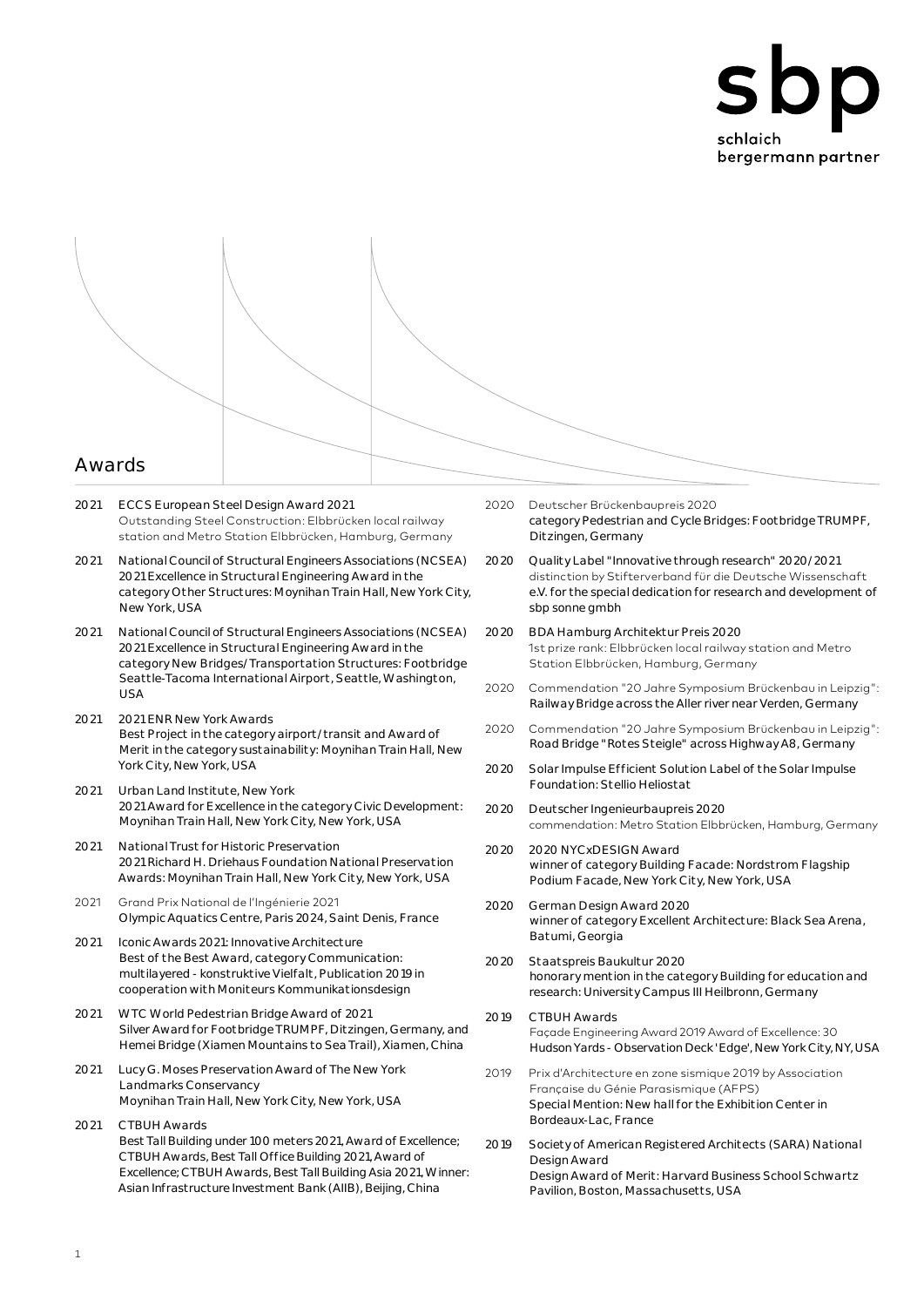sbp
schlaich
bergermann partner

# Awards

2021 ECCS European Steel Design Award 2021
Outstanding Steel Construction: Elbbrücken local railway station and Metro Station Elbbrücken, Hamburg, Germany

2021 National Council of Structural Engineers Associations (NCSEA) 2021 Excellence in Structural Engineering Award in the category Other Structures: Moynihan Train Hall, New York City, New York, USA

2021 National Council of Structural Engineers Associations (NCSEA) 2021 Excellence in Structural Engineering Award in the category New Bridges/Transportation Structures: Footbridge Seattle-Tacoma International Airport, Seattle, Washington, USA

2021 2021 ENR New York Awards
Best Project in the category airport/transit and Award of Merit in the category sustainability: Moynihan Train Hall, New York City, New York, USA

2021 Urban Land Institute, New York
2021 Award for Excellence in the category Civic Development: Moynihan Train Hall, New York City, New York, USA

2021 National Trust for Historic Preservation
2021 Richard H. Driehaus Foundation National Preservation Awards: Moynihan Train Hall, New York City, New York, USA

2021 Grand Prix National de l'Ingénierie 2021
Olympic Aquatics Centre, Paris 2024, Saint Denis, France

2021 Iconic Awards 2021: Innovative Architecture
Best of the Best Award, category Communication: multilayered - konstruktive Vielfalt, Publication 2019 in cooperation with Moniteurs Kommunikationsdesign

2021 WTC World Pedestrian Bridge Award of 2021
Silver Award for Footbridge TRUMPF, Ditzingen, Germany, and Hemei Bridge (Xiamen Mountains to Sea Trail), Xiamen, China

2021 Lucy G. Moses Preservation Award of The New York Landmarks Conservancy
Moynihan Train Hall, New York City, New York, USA

2021 CTBUH Awards
Best Tall Building under 100 meters 2021, Award of Excellence; CTBUH Awards, Best Tall Office Building 2021, Award of Excellence; CTBUH Awards, Best Tall Building Asia 2021, Winner: Asian Infrastructure Investment Bank (AIIB), Beijing, China

2020 Deutscher Brückenbaupreis 2020
category Pedestrian and Cycle Bridges: Footbridge TRUMPF, Ditzingen, Germany

2020 Quality Label "Innovative through research" 2020/2021
distinction by Stifterverband für die Deutsche Wissenschaft e.V. for the special dedication for research and development of sbp sonne gmbh

2020 BDA Hamburg Architektur Preis 2020
1st prize rank: Elbbrücken local railway station and Metro Station Elbbrücken, Hamburg, Germany

2020 Commendation "20 Jahre Symposium Brückenbau in Leipzig":
Railway Bridge across the Aller river near Verden, Germany

2020 Commendation "20 Jahre Symposium Brückenbau in Leipzig":
Road Bridge "Rotes Steigle" across Highway A8, Germany

2020 Solar Impulse Efficient Solution Label of the Solar Impulse Foundation: Stellio Heliostat

2020 Deutscher Ingenieurbaupreis 2020
commendation: Metro Station Elbbrücken, Hamburg, Germany

2020 2020 NYCxDESIGN Award
winner of category Building Facade: Nordstrom Flagship Podium Facade, New York City, USA

2020 German Design Award 2020
winner of category Excellent Architecture: Black Sea Arena, Batumi, Georgia

2020 Staatspreis Baukultur 2020
honorary mention in the category Building for education and research: University Campus III Heilbronn, Germany

2019 CTBUH Awards
Façade Engineering Award 2019 Award of Excellence: 30 Hudson Yards - Observation Deck 'Edge', New York City, NY, USA

2019 Prix d'Architecture en zone sismique 2019 by Association Française du Génie Parasismique (AFPS)
Special Mention: New hall for the Exhibition Center in Bordeaux-Lac, France

2019 Society of American Registered Architects (SARA) National Design Award
Design Award of Merit: Harvard Business School Schwartz Pavilion, Boston, Massachusetts, USA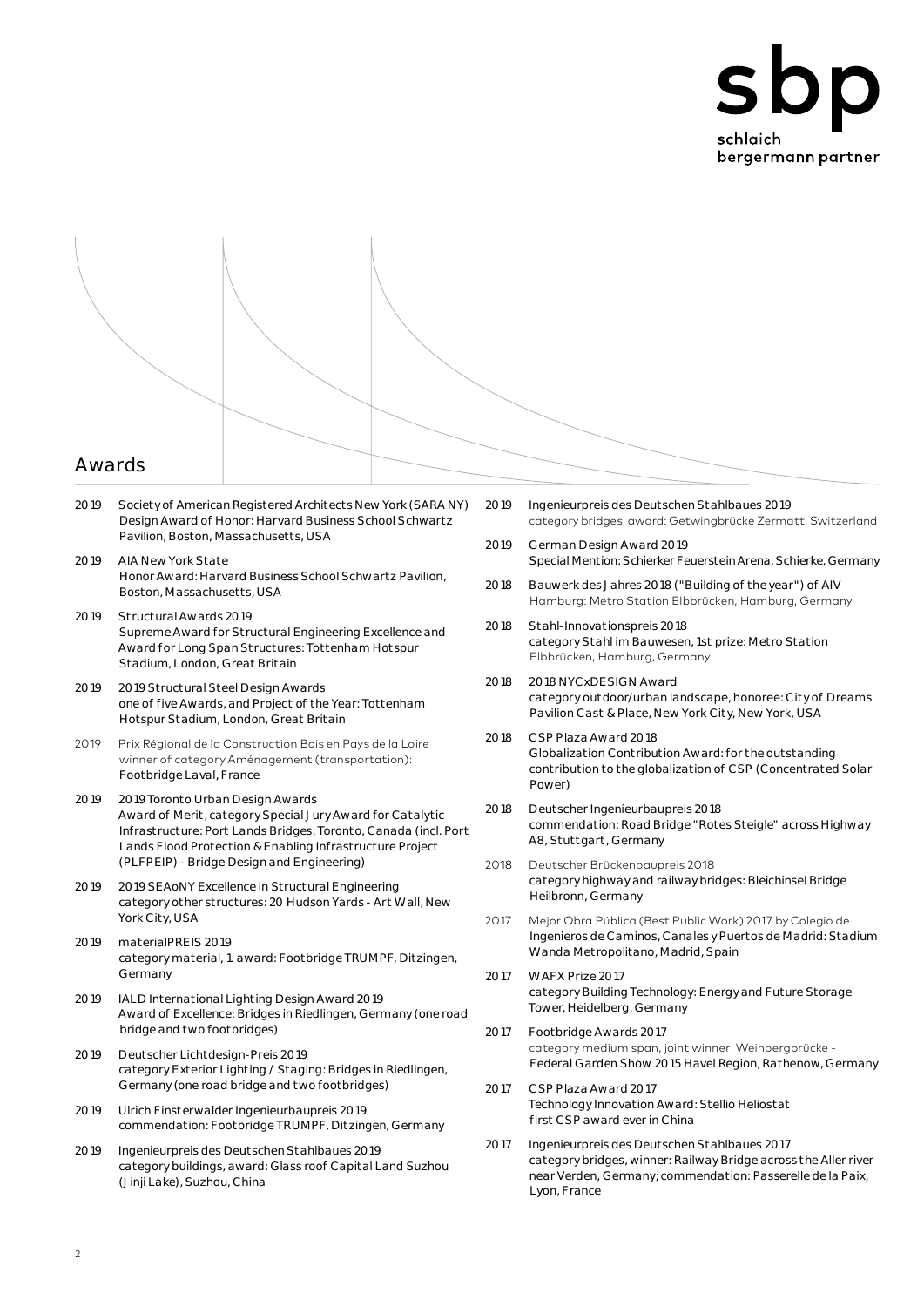## Awards

2019 Society of American Registered Architects New York (SARA NY) Design Award of Honor: Harvard Business School Schwartz Pavilion, Boston, Massachusetts, USA

2019 AIA New York State
Honor Award: Harvard Business School Schwartz Pavilion, Boston, Massachusetts, USA

2019 Structural Awards 2019
Supreme Award for Structural Engineering Excellence and Award for Long Span Structures: Tottenham Hotspur Stadium, London, Great Britain

2019 2019 Structural Steel Design Awards
one of five Awards, and Project of the Year: Tottenham Hotspur Stadium, London, Great Britain

2019 Prix Régional de la Construction Bois en Pays de la Loire
winner of category Aménagement (transportation): Footbridge Laval, France

2019 2019 Toronto Urban Design Awards
Award of Merit, category Special Jury Award for Catalytic Infrastructure: Port Lands Bridges, Toronto, Canada (incl. Port Lands Flood Protection & Enabling Infrastructure Project (PLFPEIP) - Bridge Design and Engineering)

2019 2019 SEAoNY Excellence in Structural Engineering
category other structures: 20 Hudson Yards - Art Wall, New York City, USA

2019 materialPREIS 2019
category material, 1. award: Footbridge TRUMPF, Ditzingen, Germany

2019 IALD International Lighting Design Award 2019
Award of Excellence: Bridges in Riedlingen, Germany (one road bridge and two footbridges)

2019 Deutscher Lichtdesign-Preis 2019
category Exterior Lighting / Staging: Bridges in Riedlingen, Germany (one road bridge and two footbridges)

2019 Ulrich Finsterwalder Ingenieurbaupreis 2019
commendation: Footbridge TRUMPF, Ditzingen, Germany

2019 Ingenieurpreis des Deutschen Stahlbaues 2019
category buildings, award: Glass roof Capital Land Suzhou (Jinji Lake), Suzhou, China

2019 Ingenieurpreis des Deutschen Stahlbaues 2019
category bridges, award: Getwingbrücke Zermatt, Switzerland

2019 German Design Award 2019
Special Mention: Schierker Feuerstein Arena, Schierke, Germany

2018 Bauwerk des Jahres 2018 ("Building of the year") of AIV Hamburg: Metro Station Elbbrücken, Hamburg, Germany

2018 Stahl-Innovationspreis 2018
category Stahl im Bauwesen, 1st prize: Metro Station Elbbrücken, Hamburg, Germany

2018 2018 NYCxDESIGN Award
category outdoor/urban landscape, honoree: City of Dreams Pavilion Cast & Place, New York City, New York, USA

2018 CSP Plaza Award 2018
Globalization Contribution Award: for the outstanding contribution to the globalization of CSP (Concentrated Solar Power)

2018 Deutscher Ingenieurbaupreis 2018
commendation: Road Bridge "Rotes Steigle" across Highway A8, Stuttgart, Germany

2018 Deutscher Brückenbaupreis 2018
category highway and railway bridges: Bleichinsel Bridge Heilbronn, Germany

2017 Mejor Obra Pública (Best Public Work) 2017 by Colegio de Ingenieros de Caminos, Canales y Puertos de Madrid: Stadium Wanda Metropolitano, Madrid, Spain

2017 WAFX Prize 2017
category Building Technology: Energy and Future Storage Tower, Heidelberg, Germany

2017 Footbridge Awards 2017
category medium span, joint winner: Weinbergbrücke - Federal Garden Show 2015 Havel Region, Rathenow, Germany

2017 CSP Plaza Award 2017
Technology Innovation Award: Stellio Heliostat first CSP award ever in China

2017 Ingenieurpreis des Deutschen Stahlbaues 2017
category bridges, winner: Railway Bridge across the Aller river near Verden, Germany; commendation: Passerelle de la Paix, Lyon, France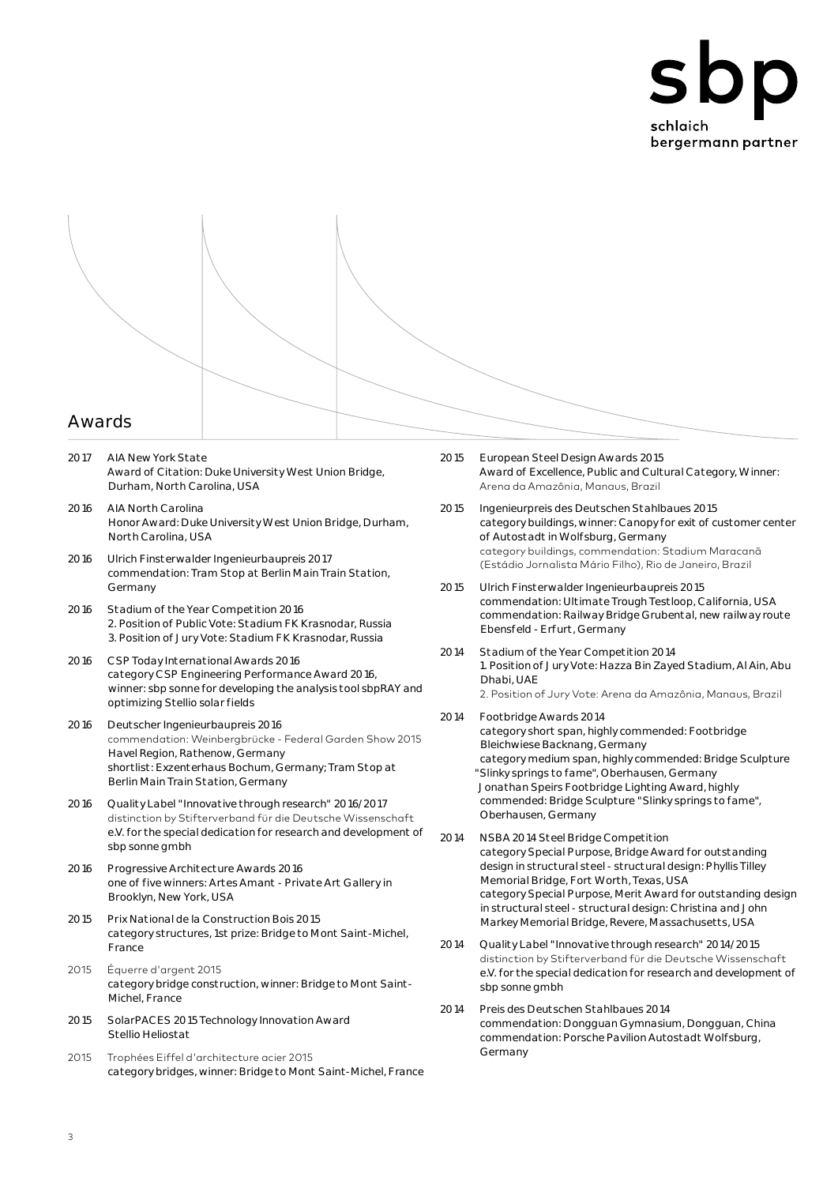# Awards

2017 AIA New York State
Award of Citation: Duke University West Union Bridge, Durham, North Carolina, USA

2016 AIA North Carolina
Honor Award: Duke University West Union Bridge, Durham, North Carolina, USA

2016 Ulrich Finsterwalder Ingenieurbaupreis 2017
commendation: Tram Stop at Berlin Main Train Station, Germany

2016 Stadium of the Year Competition 2016
2. Position of Public Vote: Stadium FK Krasnodar, Russia
3. Position of Jury Vote: Stadium FK Krasnodar, Russia

2016 CSP Today International Awards 2016
category CSP Engineering Performance Award 2016, winner: sbp sonne for developing the analysis tool sbpRAY and optimizing Stellio solar fields

2016 Deutscher Ingenieurbaupreis 2016
commendation: Weinbergbrücke - Federal Garden Show 2015 Havel Region, Rathenow, Germany
shortlist: Exzenterhaus Bochum, Germany; Tram Stop at Berlin Main Train Station, Germany

2016 Quality Label "Innovative through research" 2016/2017
distinction by Stifterverband für die Deutsche Wissenschaft e.V. for the special dedication for research and development of sbp sonne gmbh

2016 Progressive Architecture Awards 2016
one of five winners: Artes Amant - Private Art Gallery in Brooklyn, New York, USA

2015 Prix National de la Construction Bois 2015
category structures, 1st prize: Bridge to Mont Saint-Michel, France

2015 Équerre d'argent 2015
category bridge construction, winner: Bridge to Mont Saint-Michel, France

2015 SolarPACES 2015 Technology Innovation Award
Stellio Heliostat

2015 Trophées Eiffel d'architecture acier 2015
category bridges, winner: Bridge to Mont Saint-Michel, France

2015 European Steel Design Awards 2015
Award of Excellence, Public and Cultural Category, Winner: Arena da Amazônia, Manaus, Brazil

2015 Ingenieurpreis des Deutschen Stahlbaues 2015
category buildings, winner: Canopy for exit of customer center of Autostadt in Wolfsburg, Germany
category buildings, commendation: Stadium Maracanã (Estádio Jornalista Mário Filho), Rio de Janeiro, Brazil

2015 Ulrich Finsterwalder Ingenieurbaupreis 2015
commendation: Ultimate Trough Testloop, California, USA
commendation: Railway Bridge Grubental, new railway route Ebensfeld - Erfurt, Germany

2014 Stadium of the Year Competition 2014
1. Position of Jury Vote: Hazza Bin Zayed Stadium, Al Ain, Abu Dhabi, UAE
2. Position of Jury Vote: Arena da Amazônia, Manaus, Brazil

2014 Footbridge Awards 2014
category short span, highly commended: Footbridge Bleichwiese Backnang, Germany
category medium span, highly commended: Bridge Sculpture "Slinky springs to fame", Oberhausen, Germany
Jonathan Speirs Footbridge Lighting Award, highly commended: Bridge Sculpture "Slinky springs to fame", Oberhausen, Germany

2014 NSBA 2014 Steel Bridge Competition
category Special Purpose, Bridge Award for outstanding design in structural steel - structural design: Phyllis Tilley Memorial Bridge, Fort Worth, Texas, USA
category Special Purpose, Merit Award for outstanding design in structural steel - structural design: Christina and John Markey Memorial Bridge, Revere, Massachusetts, USA

2014 Quality Label "Innovative through research" 2014/2015
distinction by Stifterverband für die Deutsche Wissenschaft e.V. for the special dedication for research and development of sbp sonne gmbh

2014 Preis des Deutschen Stahlbaues 2014
commendation: Dongguan Gymnasium, Dongguan, China
commendation: Porsche Pavilion Autostadt Wolfsburg, Germany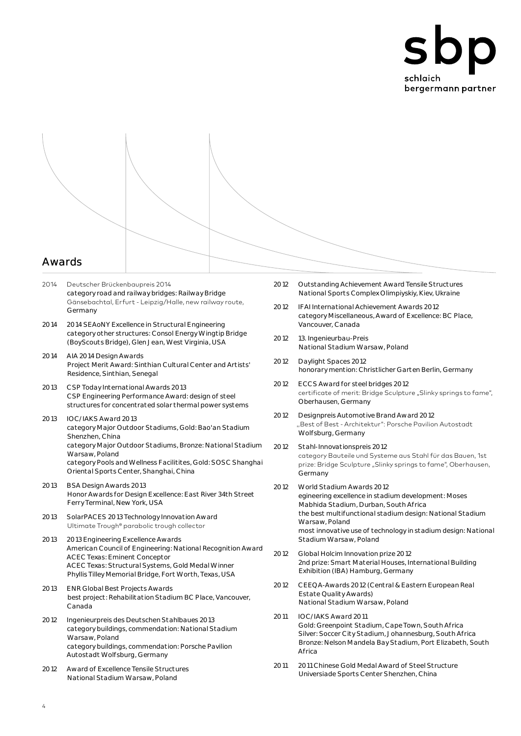sbp
schlaich
bergermann partner

## Awards

2014 Deutscher Brückenbaupreis 2014
category road and railway bridges: Railway Bridge Gänsebachtal, Erfurt - Leipzig/Halle, new railway route, Germany

2014 2014 SEAoNY Excellence in Structural Engineering
category other structures: Consol Energy Wingtip Bridge (BoyScouts Bridge), Glen Jean, West Virginia, USA

2014 AIA 2014 Design Awards
Project Merit Award: Sinthian Cultural Center and Artists' Residence, Sinthian, Senegal

2013 CSP Today International Awards 2013
CSP Engineering Performance Award: design of steel structures for concentrated solar thermal power systems

2013 IOC/IAKS Award 2013
category Major Outdoor Stadiums, Gold: Bao'an Stadium Shenzhen, China
category Major Outdoor Stadiums, Bronze: National Stadium Warsaw, Poland
category Pools and Wellness Facilitites, Gold: SOSC Shanghai Oriental Sports Center, Shanghai, China

2013 BSA Design Awards 2013
Honor Awards for Design Excellence: East River 34th Street Ferry Terminal, New York, USA

2013 SolarPACES 2013 Technology Innovation Award
Ultimate Trough® parabolic trough collector

2013 2013 Engineering Excellence Awards
American Council of Engineering: National Recognition Award
ACEC Texas: Eminent Conceptor
ACEC Texas: Structural Systems, Gold Medal Winner
Phyllis Tilley Memorial Bridge, Fort Worth, Texas, USA

2013 ENR Global Best Projects Awards
best project: Rehabilitation Stadium BC Place, Vancouver, Canada

2012 Ingenieurpreis des Deutschen Stahlbaues 2013
category buildings, commendation: National Stadium Warsaw, Poland
category buildings, commendation: Porsche Pavilion Autostadt Wolfsburg, Germany

2012 Award of Excellence Tensile Structures
National Stadium Warsaw, Poland

2012 Outstanding Achievement Award Tensile Structures
National Sports Complex Olimpiyskiy, Kiev, Ukraine

2012 IFAI International Achievement Awards 2012
category Miscellaneous, Award of Excellence: BC Place, Vancouver, Canada

2012 13. Ingenieurbau-Preis
National Stadium Warsaw, Poland

2012 Daylight Spaces 2012
honorary mention: Christlicher Garten Berlin, Germany

2012 ECCS Award for steel bridges 2012
certificate of merit: Bridge Sculpture „Slinky springs to fame", Oberhausen, Germany

2012 Designpreis Automotive Brand Award 2012
„Best of Best - Architektur": Porsche Pavilion Autostadt Wolfsburg, Germany

2012 Stahl-Innovationspreis 2012
category Bauteile und Systeme aus Stahl für das Bauen, 1st prize: Bridge Sculpture „Slinky springs to fame", Oberhausen, Germany

2012 World Stadium Awards 2012
egineering excellence in stadium development: Moses Mabhida Stadium, Durban, South Africa
the best multifunctional stadium design: National Stadium Warsaw, Poland
most innovative use of technology in stadium design: National Stadium Warsaw, Poland

2012 Global Holcim Innovation prize 2012
2nd prize: Smart Material Houses, International Building Exhibition (IBA) Hamburg, Germany

2012 CEEQA-Awards 2012 (Central & Eastern European Real Estate Quality Awards)
National Stadium Warsaw, Poland

2011 IOC/IAKS Award 2011
Gold: Greenpoint Stadium, Cape Town, South Africa
Silver: Soccer City Stadium, Johannesburg, South Africa
Bronze: Nelson Mandela Bay Stadium, Port Elizabeth, South Africa

2011 2011 Chinese Gold Medal Award of Steel Structure
Universiade Sports Center Shenzhen, China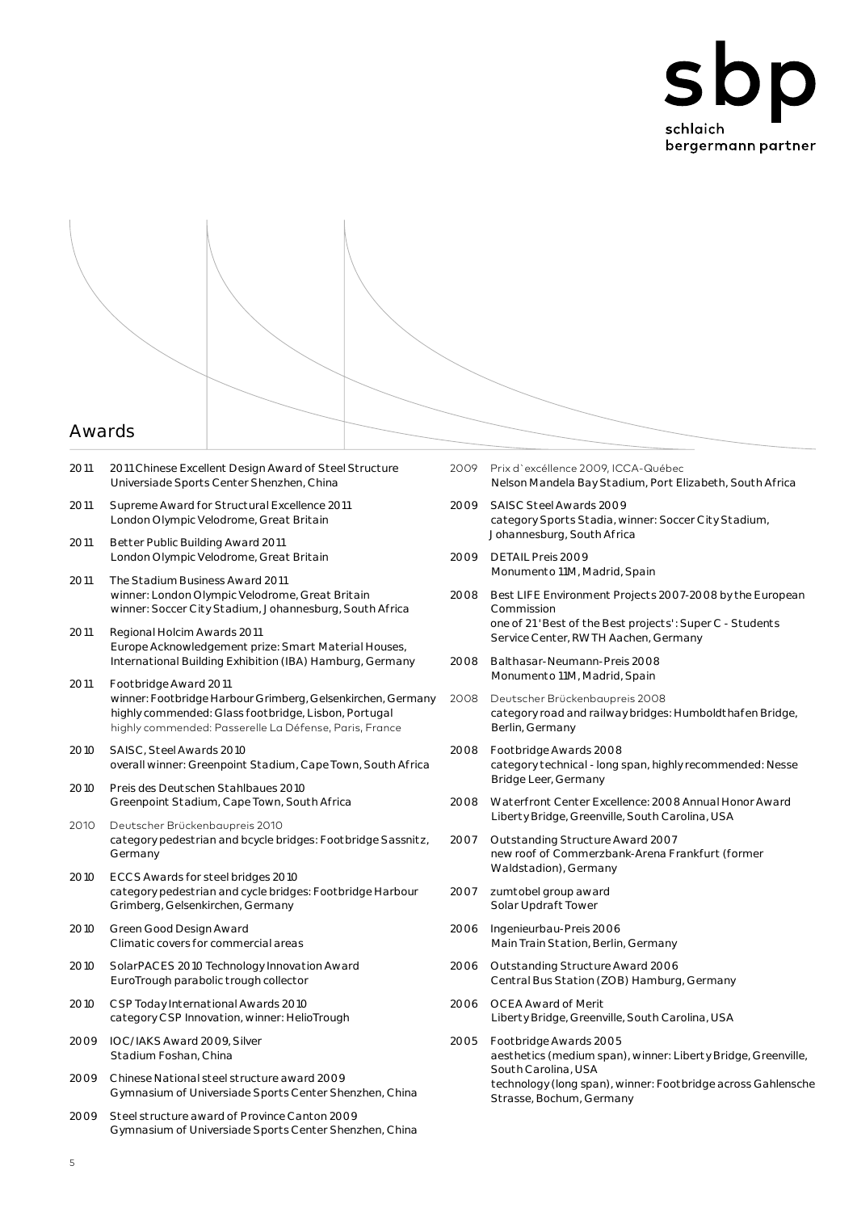sbp
schlaich
bergermann partner

## Awards

2011 2011 Chinese Excellent Design Award of Steel Structure
Universiade Sports Center Shenzhen, China

2011 Supreme Award for Structural Excellence 2011
London Olympic Velodrome, Great Britain

2011 Better Public Building Award 2011
London Olympic Velodrome, Great Britain

2011 The Stadium Business Award 2011
winner: London Olympic Velodrome, Great Britain
winner: Soccer City Stadium, Johannesburg, South Africa

2011 Regional Holcim Awards 2011
Europe Acknowledgement prize: Smart Material Houses, International Building Exhibition (IBA) Hamburg, Germany

2011 Footbridge Award 2011
winner: Footbridge Harbour Grimberg, Gelsenkirchen, Germany
highly commended: Glass footbridge, Lisbon, Portugal
highly commended: Passerelle La Défense, Paris, France

2010 SAISC, Steel Awards 2010
overall winner: Greenpoint Stadium, Cape Town, South Africa

2010 Preis des Deutschen Stahlbaues 2010
Greenpoint Stadium, Cape Town, South Africa

2010 Deutscher Brückenbaupreis 2010
category pedestrian and bcycle bridges: Footbridge Sassnitz, Germany

2010 ECCS Awards for steel bridges 2010
category pedestrian and cycle bridges: Footbridge Harbour Grimberg, Gelsenkirchen, Germany

2010 Green Good Design Award
Climatic covers for commercial areas

2010 SolarPACES 2010 Technology Innovation Award
EuroTrough parabolic trough collector

2010 CSP Today International Awards 2010
category CSP Innovation, winner: HelioTrough

2009 IOC/IAKS Award 2009, Silver
Stadium Foshan, China

2009 Chinese National steel structure award 2009
Gymnasium of Universiade Sports Center Shenzhen, China

2009 Steel structure award of Province Canton 2009
Gymnasium of Universiade Sports Center Shenzhen, China

2009 Prix d`excéllence 2009, ICCA-Québec
Nelson Mandela Bay Stadium, Port Elizabeth, South Africa

2009 SAISC Steel Awards 2009
category Sports Stadia, winner: Soccer City Stadium, Johannesburg, South Africa

2009 DETAIL Preis 2009
Monumento 11M, Madrid, Spain

2008 Best LIFE Environment Projects 2007-2008 by the European Commission
one of 21 'Best of the Best projects': Super C - Students Service Center, RWTH Aachen, Germany

2008 Balthasar-Neumann-Preis 2008
Monumento 11M, Madrid, Spain

2008 Deutscher Brückenbaupreis 2008
category road and railway bridges: Humboldthafen Bridge, Berlin, Germany

2008 Footbridge Awards 2008
category technical - long span, highly recommended: Nesse Bridge Leer, Germany

2008 Waterfront Center Excellence: 2008 Annual Honor Award
Liberty Bridge, Greenville, South Carolina, USA

2007 Outstanding Structure Award 2007
new roof of Commerzbank-Arena Frankfurt (former Waldstadion), Germany

2007 zumtobel group award
Solar Updraft Tower

2006 Ingenieurbau-Preis 2006
Main Train Station, Berlin, Germany

2006 Outstanding Structure Award 2006
Central Bus Station (ZOB) Hamburg, Germany

2006 OCEA Award of Merit
Liberty Bridge, Greenville, South Carolina, USA

2005 Footbridge Awards 2005
aesthetics (medium span), winner: Liberty Bridge, Greenville, South Carolina, USA
technology (long span), winner: Footbridge across Gahlensche Strasse, Bochum, Germany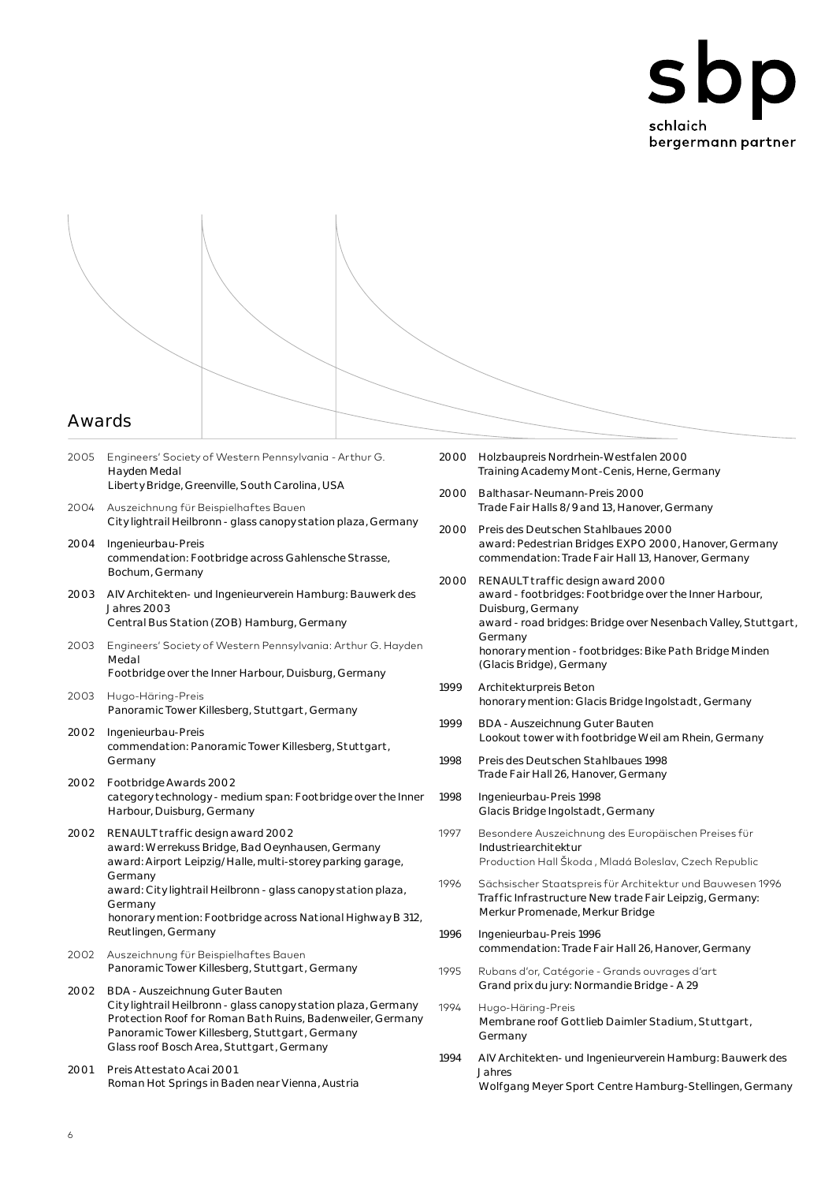# Awards

2005 Engineers' Society of Western Pennsylvania - Arthur G. Hayden Medal
Liberty Bridge, Greenville, South Carolina, USA

2004 Auszeichnung für Beispielhaftes Bauen
City lightrail Heilbronn - glass canopy station plaza, Germany

2004 Ingenieurbau-Preis
commendation: Footbridge across Gahlensche Strasse, Bochum, Germany

2003 AIV Architekten- und Ingenieurverein Hamburg: Bauwerk des Jahres 2003
Central Bus Station (ZOB) Hamburg, Germany

2003 Engineers' Society of Western Pennsylvania: Arthur G. Hayden Medal
Footbridge over the Inner Harbour, Duisburg, Germany

2003 Hugo-Häring-Preis
Panoramic Tower Killesberg, Stuttgart, Germany

2002 Ingenieurbau-Preis
commendation: Panoramic Tower Killesberg, Stuttgart, Germany

2002 Footbridge Awards 2002
category technology - medium span: Footbridge over the Inner Harbour, Duisburg, Germany

2002 RENAULT traffic design award 2002
award: Werrekuss Bridge, Bad Oeynhausen, Germany
award: Airport Leipzig/Halle, multi-storey parking garage, Germany
award: City lightrail Heilbronn - glass canopy station plaza, Germany
honorary mention: Footbridge across National Highway B 312, Reutlingen, Germany

2002 Auszeichnung für Beispielhaftes Bauen
Panoramic Tower Killesberg, Stuttgart, Germany

2002 BDA - Auszeichnung Guter Bauten
City lightrail Heilbronn - glass canopy station plaza, Germany
Protection Roof for Roman Bath Ruins, Badenweiler, Germany
Panoramic Tower Killesberg, Stuttgart, Germany
Glass roof Bosch Area, Stuttgart, Germany

2001 Preis Attestato Acai 2001
Roman Hot Springs in Baden near Vienna, Austria

2000 Holzbaupreis Nordrhein-Westfalen 2000
Training Academy Mont-Cenis, Herne, Germany

2000 Balthasar-Neumann-Preis 2000
Trade Fair Halls 8/9 and 13, Hanover, Germany

2000 Preis des Deutschen Stahlbaues 2000
award: Pedestrian Bridges EXPO 2000, Hanover, Germany
commendation: Trade Fair Hall 13, Hanover, Germany

2000 RENAULT traffic design award 2000
award - footbridges: Footbridge over the Inner Harbour, Duisburg, Germany
award - road bridges: Bridge over Nesenbach Valley, Stuttgart, Germany
honorary mention - footbridges: Bike Path Bridge Minden (Glacis Bridge), Germany

1999 Architekturpreis Beton
honorary mention: Glacis Bridge Ingolstadt, Germany

1999 BDA - Auszeichnung Guter Bauten
Lookout tower with footbridge Weil am Rhein, Germany

1998 Preis des Deutschen Stahlbaues 1998
Trade Fair Hall 26, Hanover, Germany

1998 Ingenieurbau-Preis 1998
Glacis Bridge Ingolstadt, Germany

1997 Besondere Auszeichnung des Europäischen Preises für Industriearchitektur
Production Hall Škoda, Mladá Boleslav, Czech Republic

1996 Sächsischer Staatspreis für Architektur und Bauwesen 1996
Traffic Infrastructure New trade Fair Leipzig, Germany: Merkur Promenade, Merkur Bridge

1996 Ingenieurbau-Preis 1996
commendation: Trade Fair Hall 26, Hanover, Germany

1995 Rubans d'or, Catégorie - Grands ouvrages d'art
Grand prix du jury: Normandie Bridge - A 29

1994 Hugo-Häring-Preis
Membrane roof Gottlieb Daimler Stadium, Stuttgart, Germany

1994 AIV Architekten- und Ingenieurverein Hamburg: Bauwerk des Jahres
Wolfgang Meyer Sport Centre Hamburg-Stellingen, Germany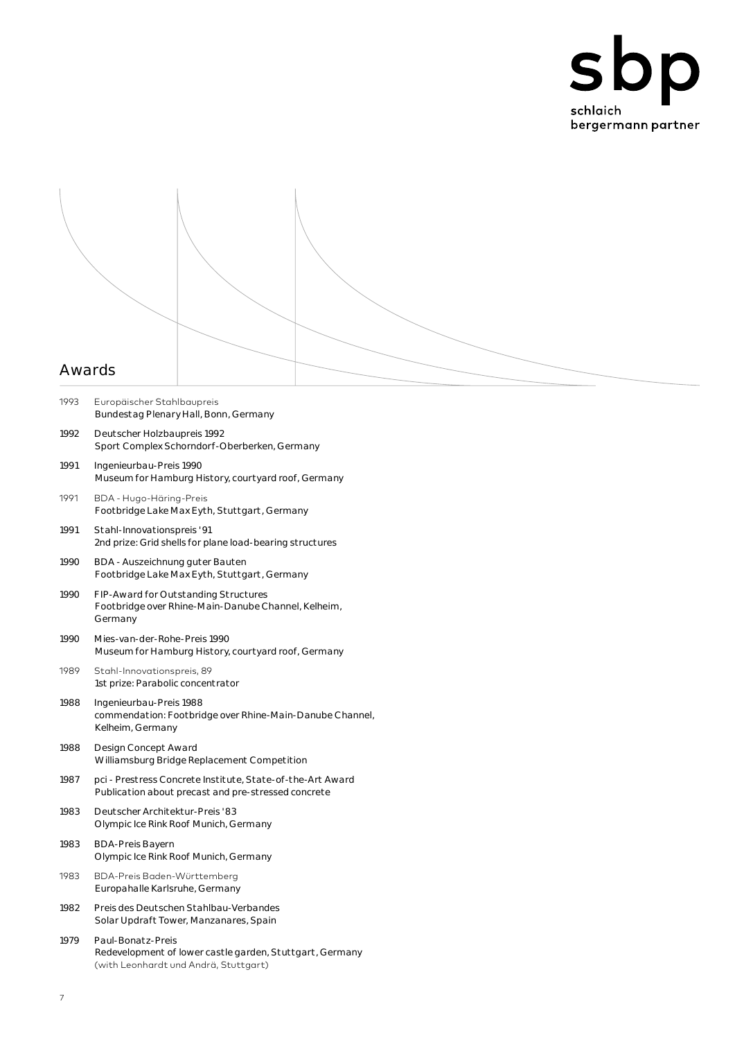## Awards

1993 Europäischer Stahlbaupreis
Bundestag Plenary Hall, Bonn, Germany

1992 Deutscher Holzbaupreis 1992
Sport Complex Schorndorf-Oberberken, Germany

1991 Ingenieurbau-Preis 1990
Museum for Hamburg History, courtyard roof, Germany

1991 BDA - Hugo-Häring-Preis
Footbridge Lake Max Eyth, Stuttgart, Germany

1991 Stahl-Innovationspreis '91
2nd prize: Grid shells for plane load-bearing structures

1990 BDA - Auszeichnung guter Bauten
Footbridge Lake Max Eyth, Stuttgart, Germany

1990 FIP-Award for Outstanding Structures
Footbridge over Rhine-Main-Danube Channel, Kelheim, Germany

1990 Mies-van-der-Rohe-Preis 1990
Museum for Hamburg History, courtyard roof, Germany

1989 Stahl-Innovationspreis, 89
1st prize: Parabolic concentrator

1988 Ingenieurbau-Preis 1988
commendation: Footbridge over Rhine-Main-Danube Channel, Kelheim, Germany

1988 Design Concept Award
Williamsburg Bridge Replacement Competition

1987 pci - Prestress Concrete Institute, State-of-the-Art Award
Publication about precast and pre-stressed concrete

1983 Deutscher Architektur-Preis '83
Olympic Ice Rink Roof Munich, Germany

1983 BDA-Preis Bayern
Olympic Ice Rink Roof Munich, Germany

1983 BDA-Preis Baden-Württemberg
Europahalle Karlsruhe, Germany

1982 Preis des Deutschen Stahlbau-Verbandes
Solar Updraft Tower, Manzanares, Spain

1979 Paul-Bonatz-Preis
Redevelopment of lower castle garden, Stuttgart, Germany
(with Leonhardt und Andrä, Stuttgart)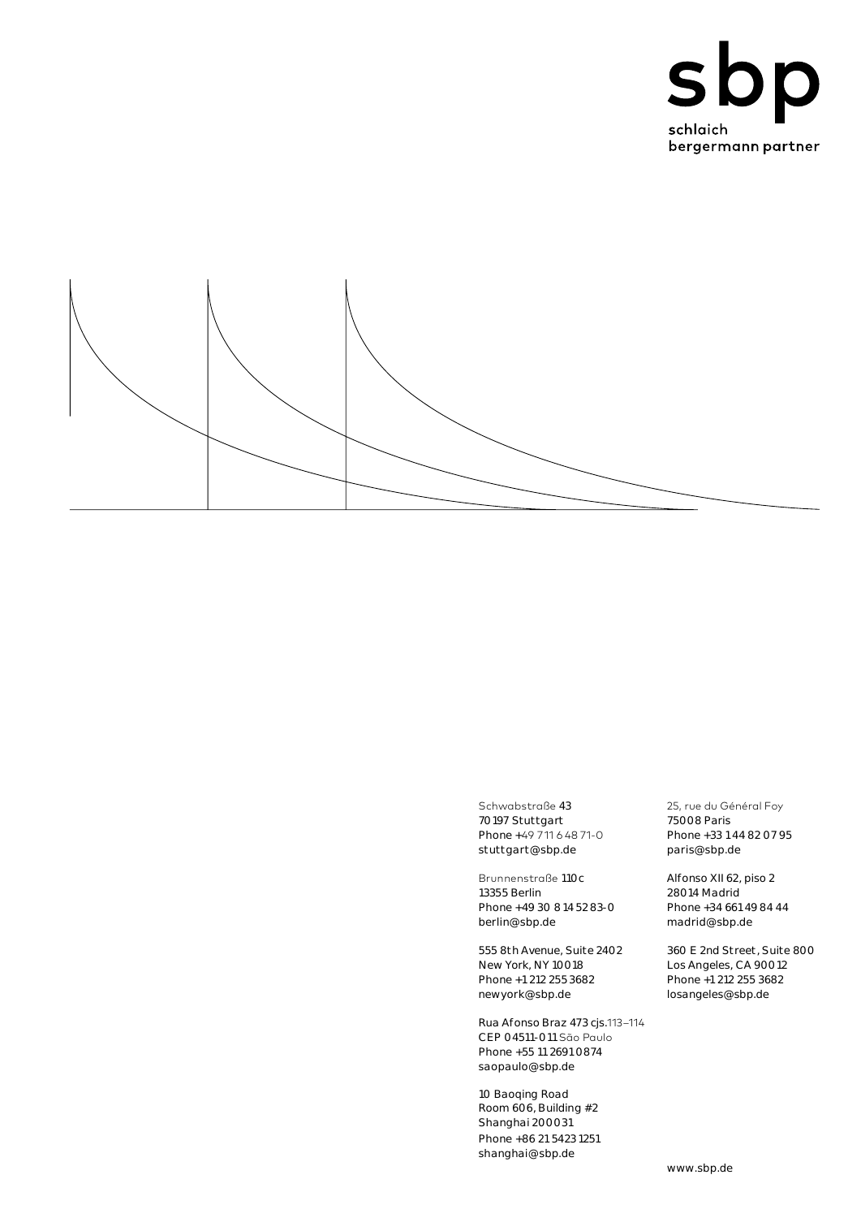sbp

schlaich
bergermann partner

Schwabstraße 43
70197 Stuttgart
Phone +49 711 6 48 71-0
stuttgart@sbp.de

Brunnenstraße 110c
13355 Berlin
Phone +49 30 8 14 52 83-0
berlin@sbp.de

555 8th Avenue, Suite 2402
New York, NY 10018
Phone +1 212 255 3682
newyork@sbp.de

Rua Afonso Braz 473 cjs.113–114
CEP 04511-011 São Paulo
Phone +55 11 2691 0874
saopaulo@sbp.de

10 Baoqing Road
Room 606, Building #2
Shanghai 200031
Phone +86 21 5423 1251
shanghai@sbp.de

25, rue du Général Foy
75008 Paris
Phone +33 1 44 82 07 95
paris@sbp.de

Alfonso XII 62, piso 2
28014 Madrid
Phone +34 661 49 84 44
madrid@sbp.de

360 E 2nd Street, Suite 800
Los Angeles, CA 90012
Phone +1 212 255 3682
losangeles@sbp.de

www.sbp.de